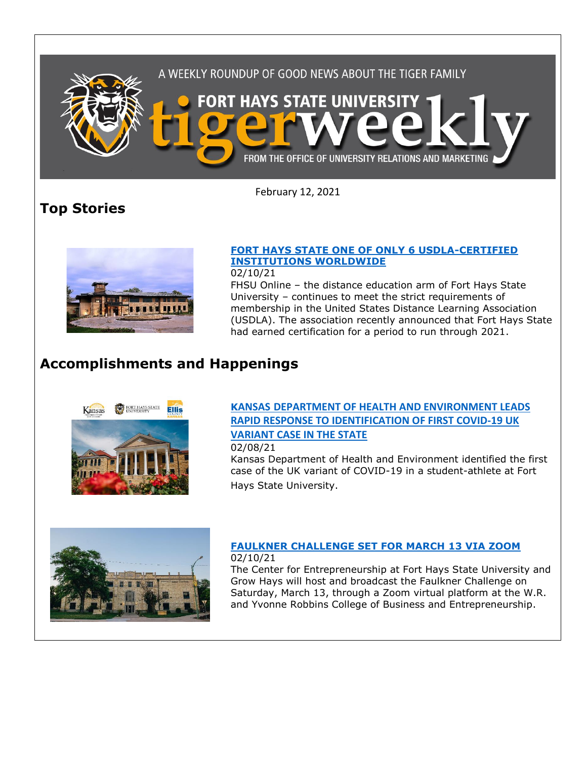A WEEKLY ROUNDUP OF GOOD NEWS ABOUT THE TIGER FAMILY

FORT HAYS STATE UNIVERSITY

# tigerweekly

FROM THE OFFICE OF UNIVERSITY RELATIONS AND MARKETING

February 12, 2021

## Top Stories

### FORT HAYS STATE ONE OF ONLY 6 USDLA-CERTIFIED INSTITUTIONS WORLDWIDE

02/10/21

FHSU Online – the distance education arm of Fort Hays State University – continues to meet the strict requirements of membership in the United States Distance Learning Association (USDLA). The association recently announced that Fort Hays State had earned certification for a period to run through 2021.

## Accomplishments and Happenings

### KANSAS DEPARTMENT OF HEALTH AND ENVIRONMENT LEADS RAPID RESPONSE TO IDENTIFICATION OF FIRST COVID-19 UK VARIANT CASE IN THE STATE

02/08/21

Kansas Department of Health and Environment identified the first case of the UK variant of COVID-19 in a student-athlete at Fort Hays State University.

### FAULKNER CHALLENGE SET FOR MARCH 13 VIA ZOOM

02/10/21

The Center for Entrepreneurship at Fort Hays State University and Grow Hays will host and broadcast the Faulkner Challenge on Saturday, March 13, through a Zoom virtual platform at the W.R. and Yvonne Robbins College of Business and Entrepreneurship.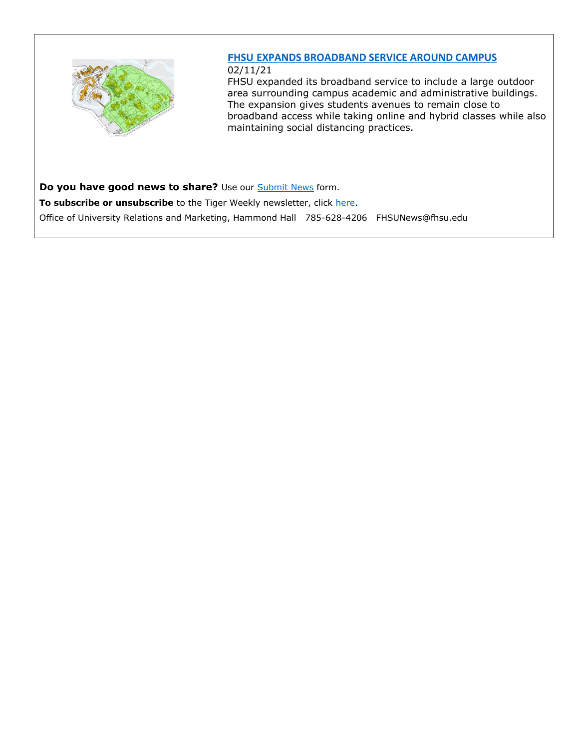### [FHSU EXPANDS BROADBAND SERVICE AROUND CAMPUS]

02/11/21

FHSU expanded its broadband service to include a large outdoor area surrounding campus academic and administrative buildings. The expansion gives students avenues to remain close to broadband access while taking online and hybrid classes while also maintaining social distancing practices.

**Do you have good news to share?** Use our Submit News form.

**To subscribe or unsubscribe** to the Tiger Weekly newsletter, click here.

Office of University Relations and Marketing, Hammond Hall 785-628-4206 FHSUNews@fhsu.edu